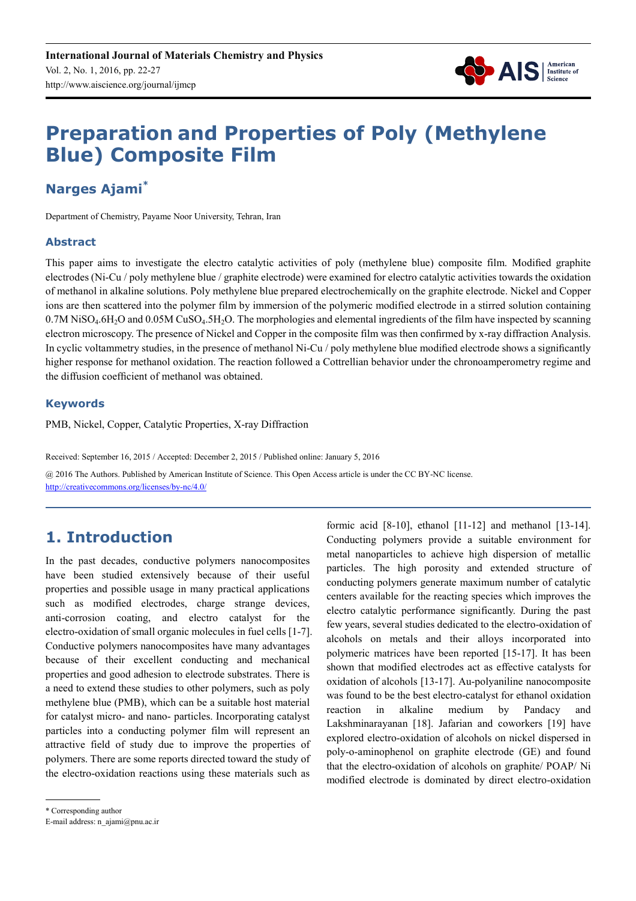# Preparation and Properties of Poly (Methylene Blue) Composite Film

## Narges Ajami[*]

Department of Chemistry, Payame Noor University, Tehran, Iran

### Abstract

This paper aims to investigate the electro catalytic activities of poly (methylene blue) composite film. Modified graphite electrodes (Ni-Cu / poly methylene blue / graphite electrode) were examined for electro catalytic activities towards the oxidation of methanol in alkaline solutions. Poly methylene blue prepared electrochemically on the graphite electrode. Nickel and Copper ions are then scattered into the polymer film by immersion of the polymeric modified electrode in a stirred solution containing 0.7M $NiSO_4.6H_2O$ and 0.05M $CuSO_4.5H_2O$. The morphologies and elemental ingredients of the film have inspected by scanning electron microscopy. The presence of Nickel and Copper in the composite film was then confirmed by x-ray diffraction Analysis. In cyclic voltammetry studies, in the presence of methanol Ni-Cu / poly methylene blue modified electrode shows a significantly higher response for methanol oxidation. The reaction followed a Cottrellian behavior under the chronoamperometry regime and the diffusion coefficient of methanol was obtained.

### Keywords

PMB, Nickel, Copper, Catalytic Properties, X-ray Diffraction

Received: September 16, 2015 / Accepted: December 2, 2015 / Published online: January 5, 2016

@ 2016 The Authors. Published by American Institute of Science. This Open Access article is under the CC BY-NC license. http://creativecommons.org/licenses/by-nc/4.0/

## 1. Introduction

In the past decades, conductive polymers nanocomposites have been studied extensively because of their useful properties and possible usage in many practical applications such as modified electrodes, charge strange devices, anti-corrosion coating, and electro catalyst for the electro-oxidation of small organic molecules in fuel cells [1-7]. Conductive polymers nanocomposites have many advantages because of their excellent conducting and mechanical properties and good adhesion to electrode substrates. There is a need to extend these studies to other polymers, such as poly methylene blue (PMB), which can be a suitable host material for catalyst micro- and nano- particles. Incorporating catalyst particles into a conducting polymer film will represent an attractive field of study due to improve the properties of polymers. There are some reports directed toward the study of the electro-oxidation reactions using these materials such as formic acid [8-10], ethanol [11-12] and methanol [13-14]. Conducting polymers provide a suitable environment for metal nanoparticles to achieve high dispersion of metallic particles. The high porosity and extended structure of conducting polymers generate maximum number of catalytic centers available for the reacting species which improves the electro catalytic performance significantly. During the past few years, several studies dedicated to the electro-oxidation of alcohols on metals and their alloys incorporated into polymeric matrices have been reported [15-17]. It has been shown that modified electrodes act as effective catalysts for oxidation of alcohols [13-17]. Au-polyaniline nanocomposite was found to be the best electro-catalyst for ethanol oxidation reaction in alkaline medium by Pandacy and Lakshminarayanan [18]. Jafarian and coworkers [19] have explored electro-oxidation of alcohols on nickel dispersed in poly-o-aminophenol on graphite electrode (GE) and found that the electro-oxidation of alcohols on graphite/ POAP/ Ni modified electrode is dominated by direct electro-oxidation

* Corresponding author
E-mail address: n_ajami@pnu.ac.ir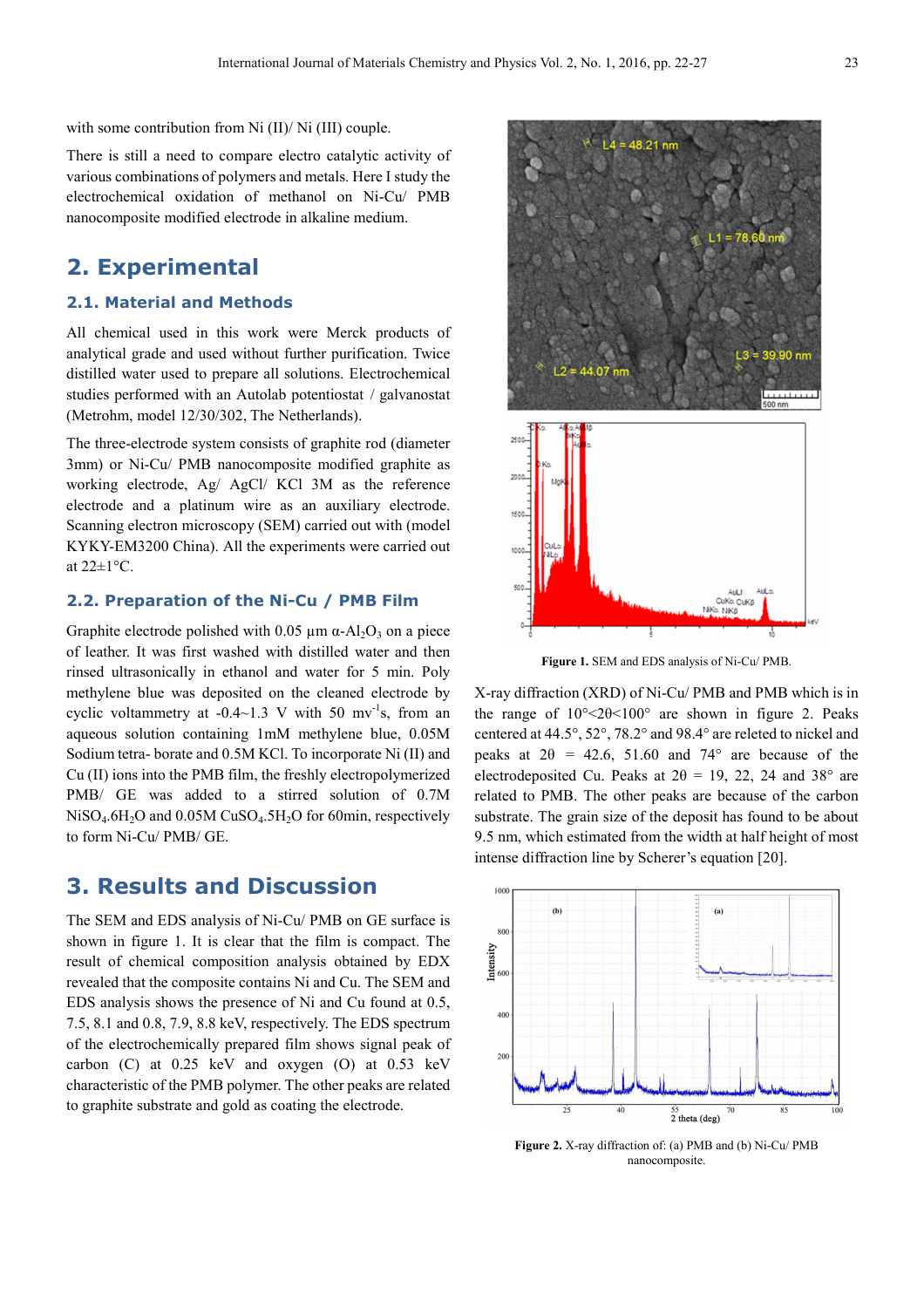with some contribution from Ni (II)/ Ni (III) couple.

There is still a need to compare electro catalytic activity of various combinations of polymers and metals. Here I study the electrochemical oxidation of methanol on Ni-Cu/ PMB nanocomposite modified electrode in alkaline medium.

## 2. Experimental

### 2.1. Material and Methods

All chemical used in this work were Merck products of analytical grade and used without further purification. Twice distilled water used to prepare all solutions. Electrochemical studies performed with an Autolab potentiostat / galvanostat (Metrohm, model 12/30/302, The Netherlands).

The three-electrode system consists of graphite rod (diameter 3mm) or Ni-Cu/ PMB nanocomposite modified graphite as working electrode, Ag/ AgCl/ KCl 3M as the reference electrode and a platinum wire as an auxiliary electrode. Scanning electron microscopy (SEM) carried out with (model KYKY-EM3200 China). All the experiments were carried out at 22±1°C.

### 2.2. Preparation of the Ni-Cu / PMB Film

Graphite electrode polished with 0.05 µm α-$Al_2O_3$ on a piece of leather. It was first washed with distilled water and then rinsed ultrasonically in ethanol and water for 5 min. Poly methylene blue was deposited on the cleaned electrode by cyclic voltammetry at -0.4~1.3 V with 50 $mv^{-1}s$, from an aqueous solution containing 1mM methylene blue, 0.05M Sodium tetra- borate and 0.5M KCl. To incorporate Ni (II) and Cu (II) ions into the PMB film, the freshly electropolymerized PMB/ GE was added to a stirred solution of 0.7M $NiSO_4.6H_2O$ and 0.05M $CuSO_4.5H_2O$ for 60min, respectively to form Ni-Cu/ PMB/ GE.

## 3. Results and Discussion

The SEM and EDS analysis of Ni-Cu/ PMB on GE surface is shown in figure 1. It is clear that the film is compact. The result of chemical composition analysis obtained by EDX revealed that the composite contains Ni and Cu. The SEM and EDS analysis shows the presence of Ni and Cu found at 0.5, 7.5, 8.1 and 0.8, 7.9, 8.8 keV, respectively. The EDS spectrum of the electrochemically prepared film shows signal peak of carbon (C) at 0.25 keV and oxygen (O) at 0.53 keV characteristic of the PMB polymer. The other peaks are related to graphite substrate and gold as coating the electrode.

**Figure 1.** SEM and EDS analysis of Ni-Cu/ PMB.

X-ray diffraction (XRD) of Ni-Cu/ PMB and PMB which is in the range of 10°<2θ<100° are shown in figure 2. Peaks centered at 44.5°, 52°, 78.2° and 98.4° are releted to nickel and peaks at 2θ = 42.6, 51.60 and 74° are because of the electrodeposited Cu. Peaks at 2θ = 19, 22, 24 and 38° are related to PMB. The other peaks are because of the carbon substrate. The grain size of the deposit has found to be about 9.5 nm, which estimated from the width at half height of most intense diffraction line by Scherer's equation [20].

**Figure 2.** X-ray diffraction of: (a) PMB and (b) Ni-Cu/ PMB nanocomposite.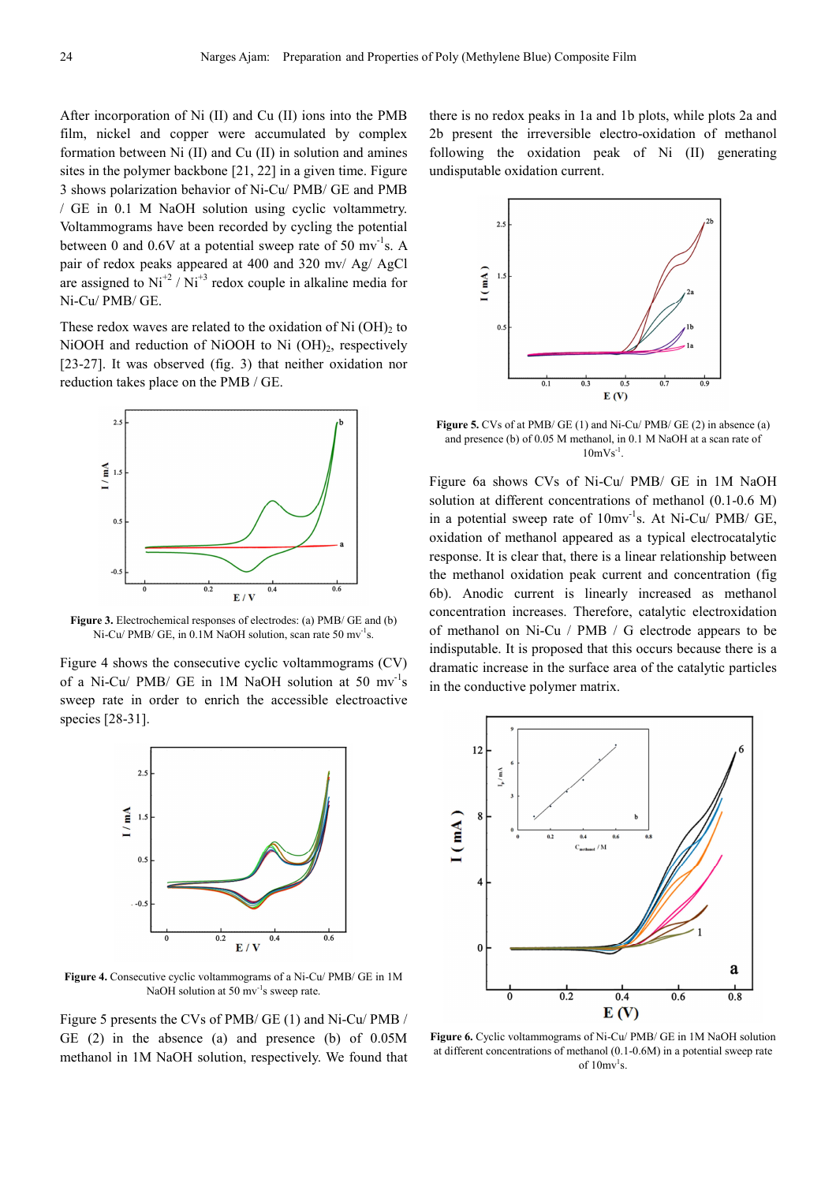After incorporation of Ni (II) and Cu (II) ions into the PMB film, nickel and copper were accumulated by complex formation between Ni (II) and Cu (II) in solution and amines sites in the polymer backbone [21, 22] in a given time. Figure 3 shows polarization behavior of Ni-Cu/ PMB/ GE and PMB / GE in 0.1 M NaOH solution using cyclic voltammetry. Voltammograms have been recorded by cycling the potential between 0 and 0.6V at a potential sweep rate of 50 $mv^{-1}s$. A pair of redox peaks appeared at 400 and 320 mv/ Ag/ AgCl are assigned to $Ni^{+2}$ / $Ni^{+3}$ redox couple in alkaline media for Ni-Cu/ PMB/ GE.

These redox waves are related to the oxidation of $Ni(OH)_2$ to NiOOH and reduction of NiOOH to $Ni(OH)_2$, respectively [23-27]. It was observed (fig. 3) that neither oxidation nor reduction takes place on the PMB / GE.

**Figure 3.** Electrochemical responses of electrodes: (a) PMB/ GE and (b) Ni-Cu/ PMB/ GE, in 0.1M NaOH solution, scan rate 50 $mv^{-1}s$.

Figure 4 shows the consecutive cyclic voltammograms (CV) of a Ni-Cu/ PMB/ GE in 1M NaOH solution at 50 $mv^{-1}s$ sweep rate in order to enrich the accessible electroactive species [28-31].

**Figure 4.** Consecutive cyclic voltammograms of a Ni-Cu/ PMB/ GE in 1M NaOH solution at 50 $mv^{-1}s$ sweep rate.

Figure 5 presents the CVs of PMB/ GE (1) and Ni-Cu/ PMB / GE (2) in the absence (a) and presence (b) of 0.05M methanol in 1M NaOH solution, respectively. We found that there is no redox peaks in 1a and 1b plots, while plots 2a and 2b present the irreversible electro-oxidation of methanol following the oxidation peak of Ni (II) generating undisputable oxidation current.

**Figure 5.** CVs of at PMB/ GE (1) and Ni-Cu/ PMB/ GE (2) in absence (a) and presence (b) of 0.05 M methanol, in 0.1 M NaOH at a scan rate of $10mVs^{-1}$.

Figure 6a shows CVs of Ni-Cu/ PMB/ GE in 1M NaOH solution at different concentrations of methanol (0.1-0.6 M) in a potential sweep rate of 10$mv^{-1}s$. At Ni-Cu/ PMB/ GE, oxidation of methanol appeared as a typical electrocatalytic response. It is clear that, there is a linear relationship between the methanol oxidation peak current and concentration (fig 6b). Anodic current is linearly increased as methanol concentration increases. Therefore, catalytic electroxidation of methanol on Ni-Cu / PMB / G electrode appears to be indisputable. It is proposed that this occurs because there is a dramatic increase in the surface area of the catalytic particles in the conductive polymer matrix.

**Figure 6.** Cyclic voltammograms of Ni-Cu/ PMB/ GE in 1M NaOH solution at different concentrations of methanol (0.1-0.6M) in a potential sweep rate of $10mv^{1}s$.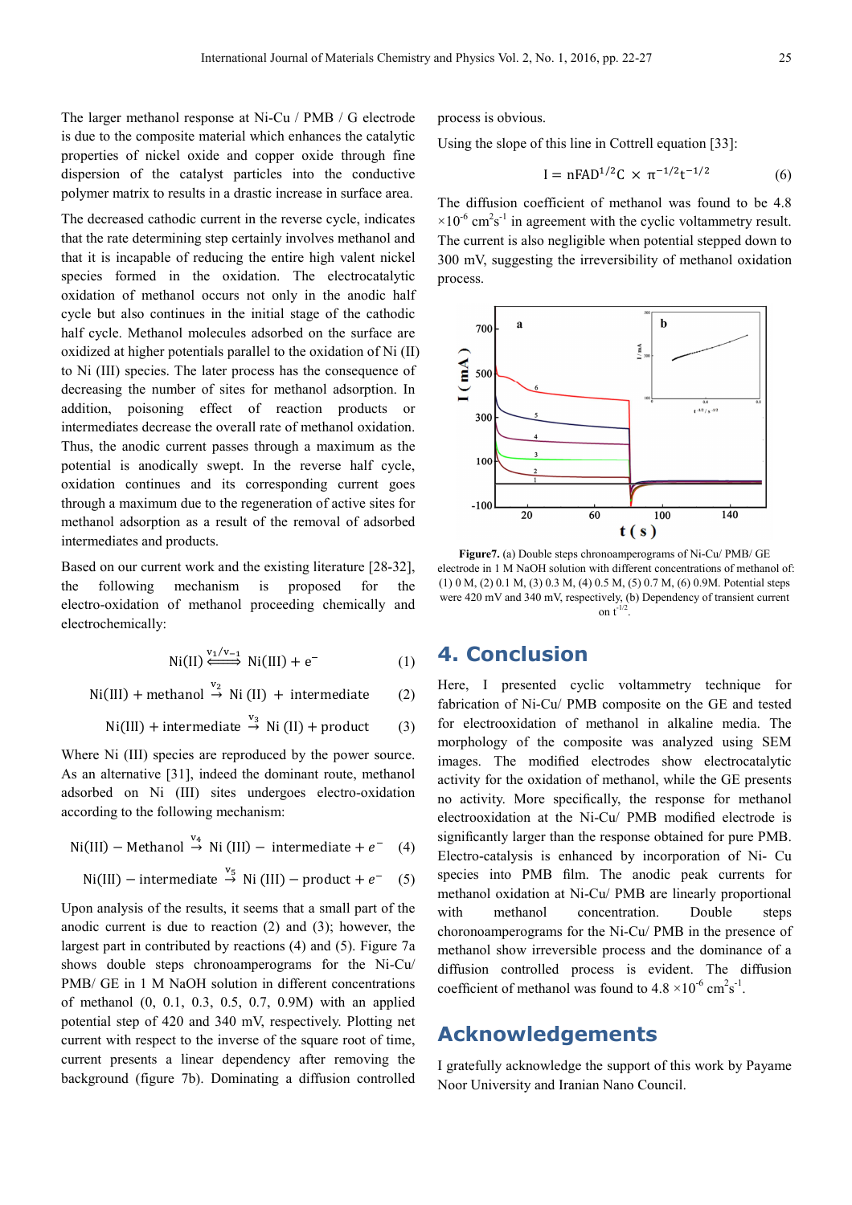The larger methanol response at Ni-Cu / PMB / G electrode is due to the composite material which enhances the catalytic properties of nickel oxide and copper oxide through fine dispersion of the catalyst particles into the conductive polymer matrix to results in a drastic increase in surface area.

The decreased cathodic current in the reverse cycle, indicates that the rate determining step certainly involves methanol and that it is incapable of reducing the entire high valent nickel species formed in the oxidation. The electrocatalytic oxidation of methanol occurs not only in the anodic half cycle but also continues in the initial stage of the cathodic half cycle. Methanol molecules adsorbed on the surface are oxidized at higher potentials parallel to the oxidation of Ni (II) to Ni (III) species. The later process has the consequence of decreasing the number of sites for methanol adsorption. In addition, poisoning effect of reaction products or intermediates decrease the overall rate of methanol oxidation. Thus, the anodic current passes through a maximum as the potential is anodically swept. In the reverse half cycle, oxidation continues and its corresponding current goes through a maximum due to the regeneration of active sites for methanol adsorption as a result of the removal of adsorbed intermediates and products.

Based on our current work and the existing literature [28-32], the following mechanism is proposed for the electro-oxidation of methanol proceeding chemically and electrochemically:

$$\mathrm{Ni(II)} \overset{v_1/v_{-1}}{\Longleftrightarrow} \mathrm{Ni(III)} + e^- \tag{1}$$

$$\mathrm{Ni(III)} + \mathrm{methanol} \overset{v_2}{\rightarrow} \mathrm{Ni\ (II)} + \mathrm{intermediate} \tag{2}$$

$$\mathrm{Ni(III)} + \mathrm{intermediate} \overset{v_3}{\rightarrow} \mathrm{Ni\ (II)} + \mathrm{product} \tag{3}$$

Where Ni (III) species are reproduced by the power source. As an alternative [31], indeed the dominant route, methanol adsorbed on Ni (III) sites undergoes electro-oxidation according to the following mechanism:

$$\mathrm{Ni(III)} - \mathrm{Methanol} \overset{v_4}{\rightarrow} \mathrm{Ni\ (III)} - \mathrm{intermediate} + e^- \tag{4}$$

$$\mathrm{Ni(III)} - \mathrm{intermediate} \overset{v_5}{\rightarrow} \mathrm{Ni\ (III)} - \mathrm{product} + e^- \tag{5}$$

Upon analysis of the results, it seems that a small part of the anodic current is due to reaction (2) and (3); however, the largest part in contributed by reactions (4) and (5). Figure 7a shows double steps chronoamperograms for the Ni-Cu/ PMB/ GE in 1 M NaOH solution in different concentrations of methanol (0, 0.1, 0.3, 0.5, 0.7, 0.9M) with an applied potential step of 420 and 340 mV, respectively. Plotting net current with respect to the inverse of the square root of time, current presents a linear dependency after removing the background (figure 7b). Dominating a diffusion controlled process is obvious.

Using the slope of this line in Cottrell equation [33]:

$$I = nFAD^{1/2}C \times \pi^{-1/2}t^{-1/2} \tag{6}$$

The diffusion coefficient of methanol was found to be 4.8 $\times 10^{-6}$ $cm^2 s^{-1}$ in agreement with the cyclic voltammetry result. The current is also negligible when potential stepped down to 300 mV, suggesting the irreversibility of methanol oxidation process.

**Figure7.** (a) Double steps chronoamperograms of Ni-Cu/ PMB/ GE electrode in 1 M NaOH solution with different concentrations of methanol of: (1) 0 M, (2) 0.1 M, (3) 0.3 M, (4) 0.5 M, (5) 0.7 M, (6) 0.9M. Potential steps were 420 mV and 340 mV, respectively, (b) Dependency of transient current on $t^{-1/2}$.

# 4. Conclusion

Here, I presented cyclic voltammetry technique for fabrication of Ni-Cu/ PMB composite on the GE and tested for electrooxidation of methanol in alkaline media. The morphology of the composite was analyzed using SEM images. The modified electrodes show electrocatalytic activity for the oxidation of methanol, while the GE presents no activity. More specifically, the response for methanol electrooxidation at the Ni-Cu/ PMB modified electrode is significantly larger than the response obtained for pure PMB. Electro-catalysis is enhanced by incorporation of Ni- Cu species into PMB film. The anodic peak currents for methanol oxidation at Ni-Cu/ PMB are linearly proportional with methanol concentration. Double steps choronoamperograms for the Ni-Cu/ PMB in the presence of methanol show irreversible process and the dominance of a diffusion controlled process is evident. The diffusion coefficient of methanol was found to 4.8 $\times 10^{-6}$ $cm^2 s^{-1}$.

# Acknowledgements

I gratefully acknowledge the support of this work by Payame Noor University and Iranian Nano Council.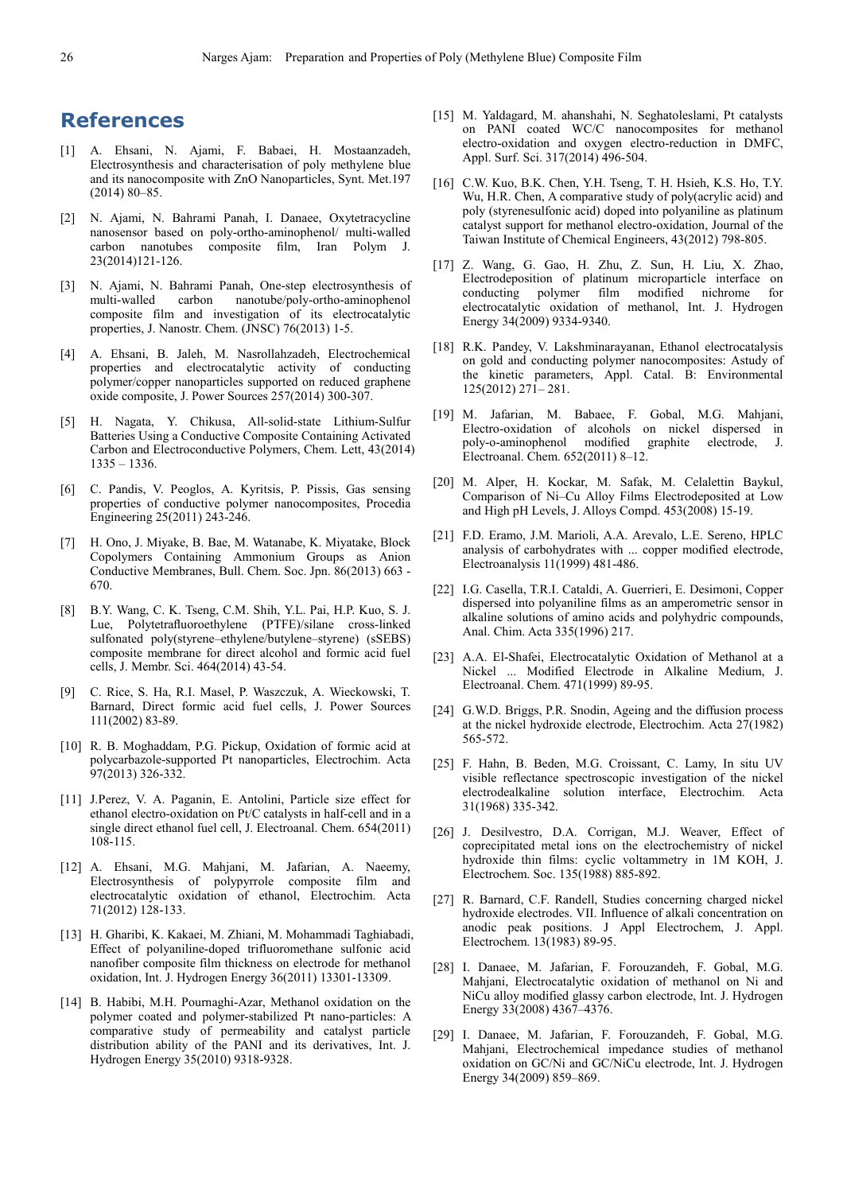# References

[1] A. Ehsani, N. Ajami, F. Babaei, H. Mostaanzadeh, Electrosynthesis and characterisation of poly methylene blue and its nanocomposite with ZnO Nanoparticles, Synt. Met.197 (2014) 80–85.

[2] N. Ajami, N. Bahrami Panah, I. Danaee, Oxytetracycline nanosensor based on poly-ortho-aminophenol/ multi-walled carbon nanotubes composite film, Iran Polym J. 23(2014)121-126.

[3] N. Ajami, N. Bahrami Panah, One-step electrosynthesis of multi-walled carbon nanotube/poly-ortho-aminophenol composite film and investigation of its electrocatalytic properties, J. Nanostr. Chem. (JNSC) 76(2013) 1-5.

[4] A. Ehsani, B. Jaleh, M. Nasrollahzadeh, Electrochemical properties and electrocatalytic activity of conducting polymer/copper nanoparticles supported on reduced graphene oxide composite, J. Power Sources 257(2014) 300-307.

[5] H. Nagata, Y. Chikusa, All-solid-state Lithium-Sulfur Batteries Using a Conductive Composite Containing Activated Carbon and Electroconductive Polymers, Chem. Lett, 43(2014) 1335 – 1336.

[6] C. Pandis, V. Peoglos, A. Kyritsis, P. Pissis, Gas sensing properties of conductive polymer nanocomposites, Procedia Engineering 25(2011) 243-246.

[7] H. Ono, J. Miyake, B. Bae, M. Watanabe, K. Miyatake, Block Copolymers Containing Ammonium Groups as Anion Conductive Membranes, Bull. Chem. Soc. Jpn. 86(2013) 663 - 670.

[8] B.Y. Wang, C. K. Tseng, C.M. Shih, Y.L. Pai, H.P. Kuo, S. J. Lue, Polytetrafluoroethylene (PTFE)/silane cross-linked sulfonated poly(styrene–ethylene/butylene–styrene) (sSEBS) composite membrane for direct alcohol and formic acid fuel cells, J. Membr. Sci. 464(2014) 43-54.

[9] C. Rice, S. Ha, R.I. Masel, P. Waszczuk, A. Wieckowski, T. Barnard, Direct formic acid fuel cells, J. Power Sources 111(2002) 83-89.

[10] R. B. Moghaddam, P.G. Pickup, Oxidation of formic acid at polycarbazole-supported Pt nanoparticles, Electrochim. Acta 97(2013) 326-332.

[11] J.Perez, V. A. Paganin, E. Antolini, Particle size effect for ethanol electro-oxidation on Pt/C catalysts in half-cell and in a single direct ethanol fuel cell, J. Electroanal. Chem. 654(2011) 108-115.

[12] A. Ehsani, M.G. Mahjani, M. Jafarian, A. Naeemy, Electrosynthesis of polypyrrole composite film and electrocatalytic oxidation of ethanol, Electrochim. Acta 71(2012) 128-133.

[13] H. Gharibi, K. Kakaei, M. Zhiani, M. Mohammadi Taghiabadi, Effect of polyaniline-doped trifluoromethane sulfonic acid nanofiber composite film thickness on electrode for methanol oxidation, Int. J. Hydrogen Energy 36(2011) 13301-13309.

[14] B. Habibi, M.H. Pournaghi-Azar, Methanol oxidation on the polymer coated and polymer-stabilized Pt nano-particles: A comparative study of permeability and catalyst particle distribution ability of the PANI and its derivatives, Int. J. Hydrogen Energy 35(2010) 9318-9328.

[15] M. Yaldagard, M. ahanshahi, N. Seghatoleslami, Pt catalysts on PANI coated WC/C nanocomposites for methanol electro-oxidation and oxygen electro-reduction in DMFC, Appl. Surf. Sci. 317(2014) 496-504.

[16] C.W. Kuo, B.K. Chen, Y.H. Tseng, T. H. Hsieh, K.S. Ho, T.Y. Wu, H.R. Chen, A comparative study of poly(acrylic acid) and poly (styrenesulfonic acid) doped into polyaniline as platinum catalyst support for methanol electro-oxidation, Journal of the Taiwan Institute of Chemical Engineers, 43(2012) 798-805.

[17] Z. Wang, G. Gao, H. Zhu, Z. Sun, H. Liu, X. Zhao, Electrodeposition of platinum microparticle interface on conducting polymer film modified nichrome for electrocatalytic oxidation of methanol, Int. J. Hydrogen Energy 34(2009) 9334-9340.

[18] R.K. Pandey, V. Lakshminarayanan, Ethanol electrocatalysis on gold and conducting polymer nanocomposites: Astudy of the kinetic parameters, Appl. Catal. B: Environmental 125(2012) 271– 281.

[19] M. Jafarian, M. Babaee, F. Gobal, M.G. Mahjani, Electro-oxidation of alcohols on nickel dispersed in poly-o-aminophenol modified graphite electrode, J. Electroanal. Chem. 652(2011) 8–12.

[20] M. Alper, H. Kockar, M. Safak, M. Celalettin Baykul, Comparison of Ni–Cu Alloy Films Electrodeposited at Low and High pH Levels, J. Alloys Compd. 453(2008) 15-19.

[21] F.D. Eramo, J.M. Marioli, A.A. Arevalo, L.E. Sereno, HPLC analysis of carbohydrates with ... copper modified electrode, Electroanalysis 11(1999) 481-486.

[22] I.G. Casella, T.R.I. Cataldi, A. Guerrieri, E. Desimoni, Copper dispersed into polyaniline films as an amperometric sensor in alkaline solutions of amino acids and polyhydric compounds, Anal. Chim. Acta 335(1996) 217.

[23] A.A. El-Shafei, Electrocatalytic Oxidation of Methanol at a Nickel ... Modified Electrode in Alkaline Medium, J. Electroanal. Chem. 471(1999) 89-95.

[24] G.W.D. Briggs, P.R. Snodin, Ageing and the diffusion process at the nickel hydroxide electrode, Electrochim. Acta 27(1982) 565-572.

[25] F. Hahn, B. Beden, M.G. Croissant, C. Lamy, In situ UV visible reflectance spectroscopic investigation of the nickel electrodealkaline solution interface, Electrochim. Acta 31(1968) 335-342.

[26] J. Desilvestro, D.A. Corrigan, M.J. Weaver, Effect of coprecipitated metal ions on the electrochemistry of nickel hydroxide thin films: cyclic voltammetry in 1M KOH, J. Electrochem. Soc. 135(1988) 885-892.

[27] R. Barnard, C.F. Randell, Studies concerning charged nickel hydroxide electrodes. VII. Influence of alkali concentration on anodic peak positions. J Appl Electrochem, J. Appl. Electrochem. 13(1983) 89-95.

[28] I. Danaee, M. Jafarian, F. Forouzandeh, F. Gobal, M.G. Mahjani, Electrocatalytic oxidation of methanol on Ni and NiCu alloy modified glassy carbon electrode, Int. J. Hydrogen Energy 33(2008) 4367–4376.

[29] I. Danaee, M. Jafarian, F. Forouzandeh, F. Gobal, M.G. Mahjani, Electrochemical impedance studies of methanol oxidation on GC/Ni and GC/NiCu electrode, Int. J. Hydrogen Energy 34(2009) 859–869.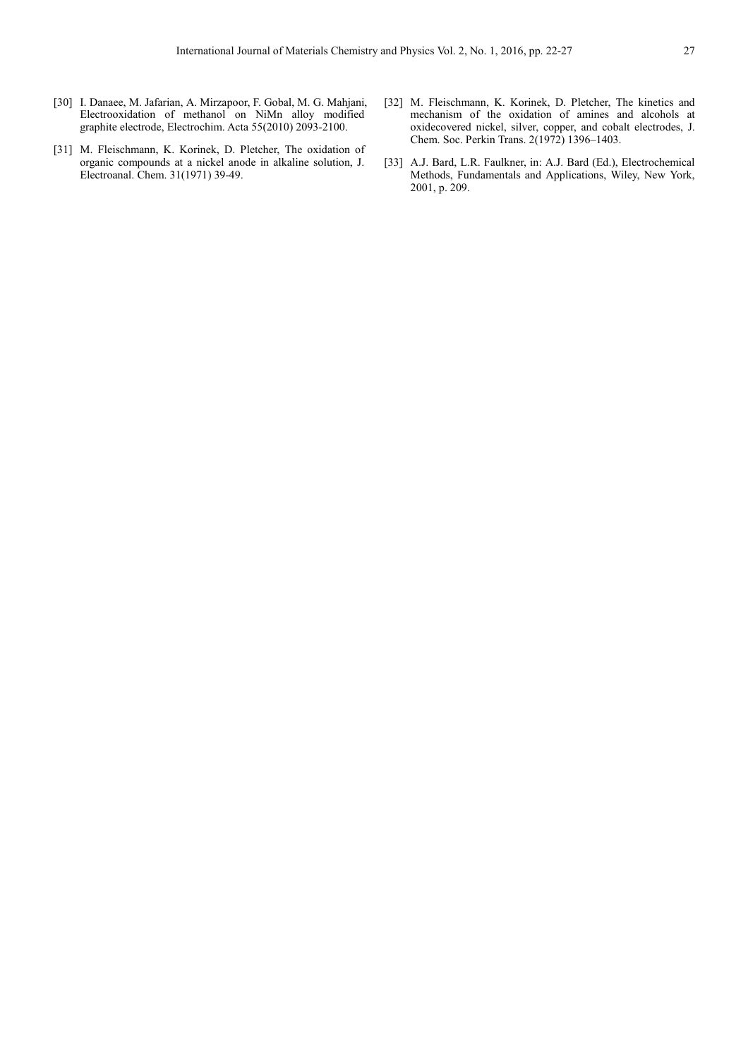[30] I. Danaee, M. Jafarian, A. Mirzapoor, F. Gobal, M. G. Mahjani, Electrooxidation of methanol on NiMn alloy modified graphite electrode, Electrochim. Acta 55(2010) 2093-2100.

[31] M. Fleischmann, K. Korinek, D. Pletcher, The oxidation of organic compounds at a nickel anode in alkaline solution, J. Electroanal. Chem. 31(1971) 39-49.

[32] M. Fleischmann, K. Korinek, D. Pletcher, The kinetics and mechanism of the oxidation of amines and alcohols at oxidecovered nickel, silver, copper, and cobalt electrodes, J. Chem. Soc. Perkin Trans. 2(1972) 1396–1403.

[33] A.J. Bard, L.R. Faulkner, in: A.J. Bard (Ed.), Electrochemical Methods, Fundamentals and Applications, Wiley, New York, 2001, p. 209.